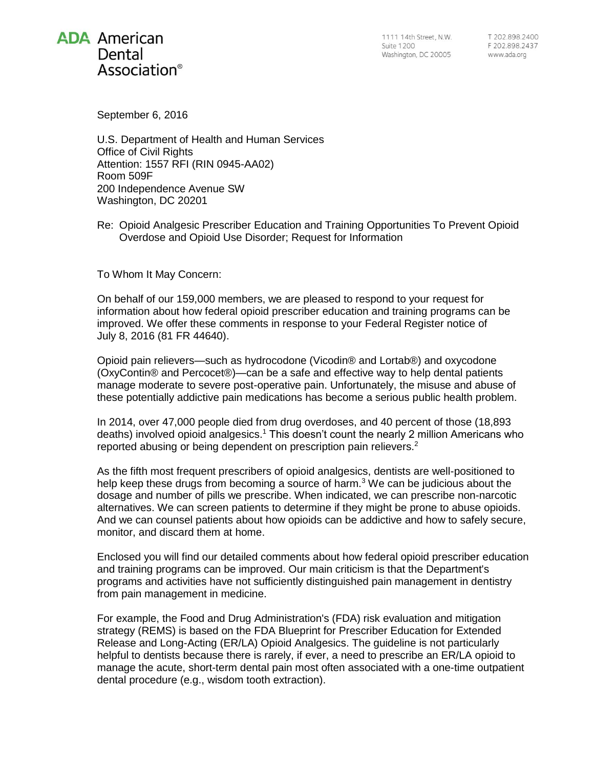**ADA** American Dental Association®

1111 14th Street, N.W.
Suite 1200
Washington, DC 20005

T 202.898.2400
F 202.898.2437
www.ada.org

September 6, 2016

U.S. Department of Health and Human Services
Office of Civil Rights
Attention: 1557 RFI (RIN 0945-AA02)
Room 509F
200 Independence Avenue SW
Washington, DC 20201

Re: Opioid Analgesic Prescriber Education and Training Opportunities To Prevent Opioid Overdose and Opioid Use Disorder; Request for Information

To Whom It May Concern:

On behalf of our 159,000 members, we are pleased to respond to your request for information about how federal opioid prescriber education and training programs can be improved. We offer these comments in response to your Federal Register notice of July 8, 2016 (81 FR 44640).

Opioid pain relievers—such as hydrocodone (Vicodin® and Lortab®) and oxycodone (OxyContin® and Percocet®)—can be a safe and effective way to help dental patients manage moderate to severe post-operative pain. Unfortunately, the misuse and abuse of these potentially addictive pain medications has become a serious public health problem.

In 2014, over 47,000 people died from drug overdoses, and 40 percent of those (18,893 deaths) involved opioid analgesics.[1] This doesn't count the nearly 2 million Americans who reported abusing or being dependent on prescription pain relievers.[2]

As the fifth most frequent prescribers of opioid analgesics, dentists are well-positioned to help keep these drugs from becoming a source of harm.[3] We can be judicious about the dosage and number of pills we prescribe. When indicated, we can prescribe non-narcotic alternatives. We can screen patients to determine if they might be prone to abuse opioids. And we can counsel patients about how opioids can be addictive and how to safely secure, monitor, and discard them at home.

Enclosed you will find our detailed comments about how federal opioid prescriber education and training programs can be improved. Our main criticism is that the Department's programs and activities have not sufficiently distinguished pain management in dentistry from pain management in medicine.

For example, the Food and Drug Administration's (FDA) risk evaluation and mitigation strategy (REMS) is based on the FDA Blueprint for Prescriber Education for Extended Release and Long-Acting (ER/LA) Opioid Analgesics. The guideline is not particularly helpful to dentists because there is rarely, if ever, a need to prescribe an ER/LA opioid to manage the acute, short-term dental pain most often associated with a one-time outpatient dental procedure (e.g., wisdom tooth extraction).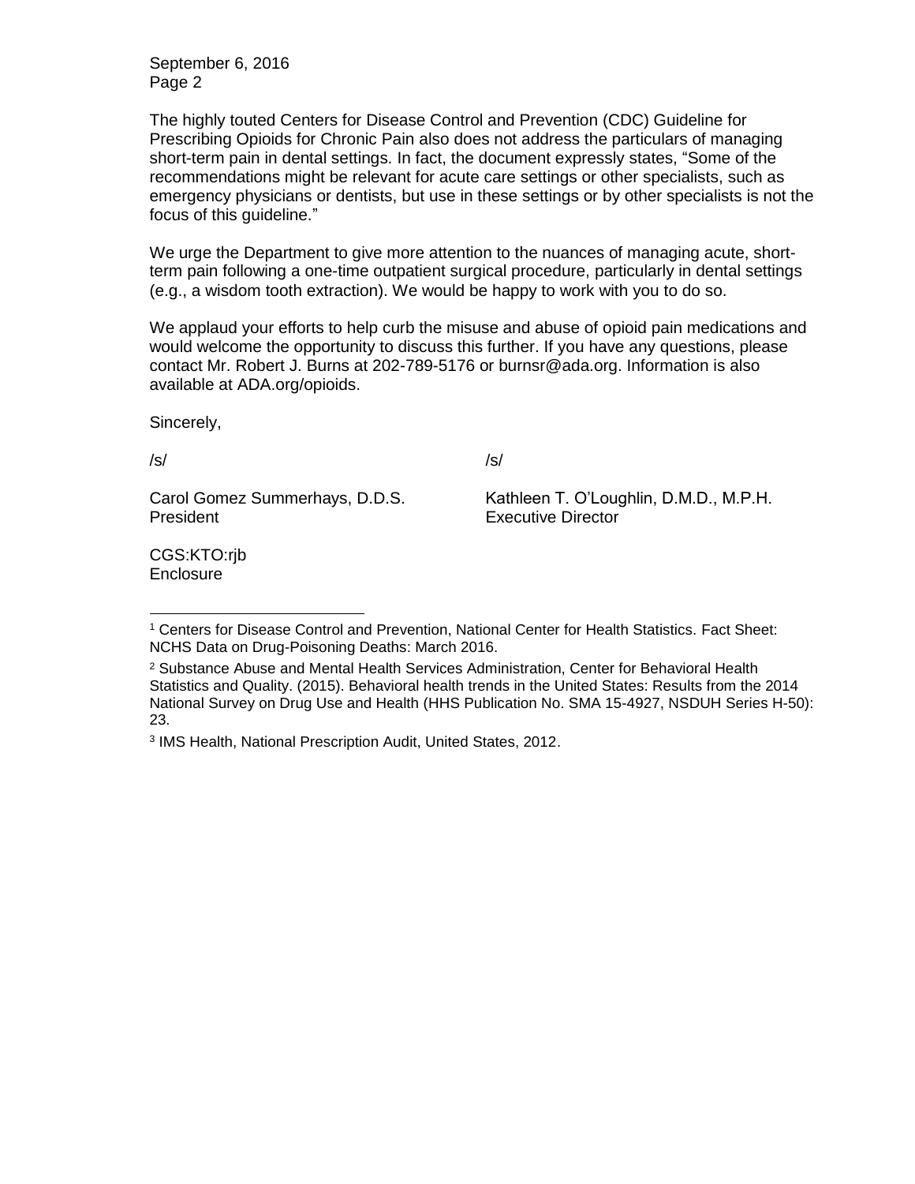The highly touted Centers for Disease Control and Prevention (CDC) Guideline for Prescribing Opioids for Chronic Pain also does not address the particulars of managing short-term pain in dental settings. In fact, the document expressly states, "Some of the recommendations might be relevant for acute care settings or other specialists, such as emergency physicians or dentists, but use in these settings or by other specialists is not the focus of this guideline."

We urge the Department to give more attention to the nuances of managing acute, short-term pain following a one-time outpatient surgical procedure, particularly in dental settings (e.g., a wisdom tooth extraction). We would be happy to work with you to do so.

We applaud your efforts to help curb the misuse and abuse of opioid pain medications and would welcome the opportunity to discuss this further. If you have any questions, please contact Mr. Robert J. Burns at 202-789-5176 or burnsr@ada.org. Information is also available at ADA.org/opioids.

Sincerely,

/s/

Carol Gomez Summerhays, D.D.S.
President

/s/

Kathleen T. O'Loughlin, D.M.D., M.P.H.
Executive Director

CGS:KTO:rjb
Enclosure

---

[1] Centers for Disease Control and Prevention, National Center for Health Statistics. Fact Sheet: NCHS Data on Drug-Poisoning Deaths: March 2016.

[2] Substance Abuse and Mental Health Services Administration, Center for Behavioral Health Statistics and Quality. (2015). Behavioral health trends in the United States: Results from the 2014 National Survey on Drug Use and Health (HHS Publication No. SMA 15-4927, NSDUH Series H-50): 23.

[3] IMS Health, National Prescription Audit, United States, 2012.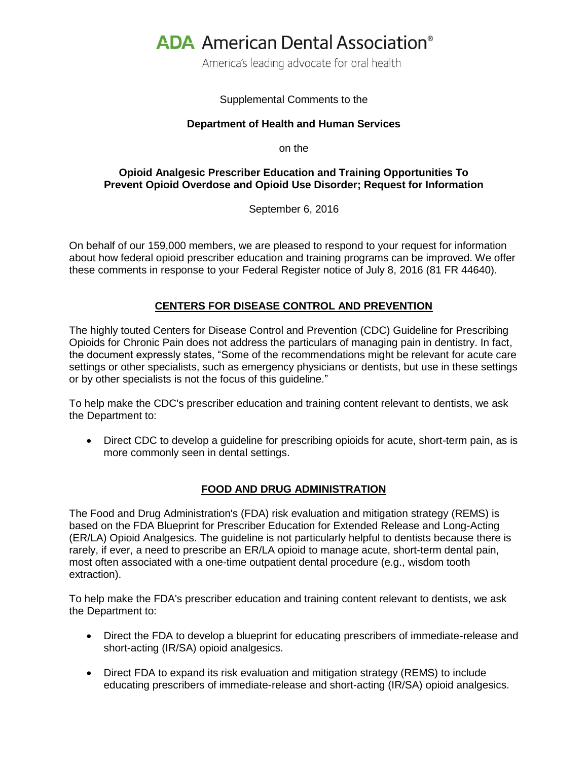# ADA American Dental Association®

America's leading advocate for oral health

Supplemental Comments to the

**Department of Health and Human Services**

on the

**Opioid Analgesic Prescriber Education and Training Opportunities To Prevent Opioid Overdose and Opioid Use Disorder; Request for Information**

September 6, 2016

On behalf of our 159,000 members, we are pleased to respond to your request for information about how federal opioid prescriber education and training programs can be improved. We offer these comments in response to your Federal Register notice of July 8, 2016 (81 FR 44640).

## CENTERS FOR DISEASE CONTROL AND PREVENTION

The highly touted Centers for Disease Control and Prevention (CDC) Guideline for Prescribing Opioids for Chronic Pain does not address the particulars of managing pain in dentistry. In fact, the document expressly states, "Some of the recommendations might be relevant for acute care settings or other specialists, such as emergency physicians or dentists, but use in these settings or by other specialists is not the focus of this guideline."

To help make the CDC's prescriber education and training content relevant to dentists, we ask the Department to:

- Direct CDC to develop a guideline for prescribing opioids for acute, short-term pain, as is more commonly seen in dental settings.

## FOOD AND DRUG ADMINISTRATION

The Food and Drug Administration's (FDA) risk evaluation and mitigation strategy (REMS) is based on the FDA Blueprint for Prescriber Education for Extended Release and Long-Acting (ER/LA) Opioid Analgesics. The guideline is not particularly helpful to dentists because there is rarely, if ever, a need to prescribe an ER/LA opioid to manage acute, short-term dental pain, most often associated with a one-time outpatient dental procedure (e.g., wisdom tooth extraction).

To help make the FDA's prescriber education and training content relevant to dentists, we ask the Department to:

- Direct the FDA to develop a blueprint for educating prescribers of immediate-release and short-acting (IR/SA) opioid analgesics.
- Direct FDA to expand its risk evaluation and mitigation strategy (REMS) to include educating prescribers of immediate-release and short-acting (IR/SA) opioid analgesics.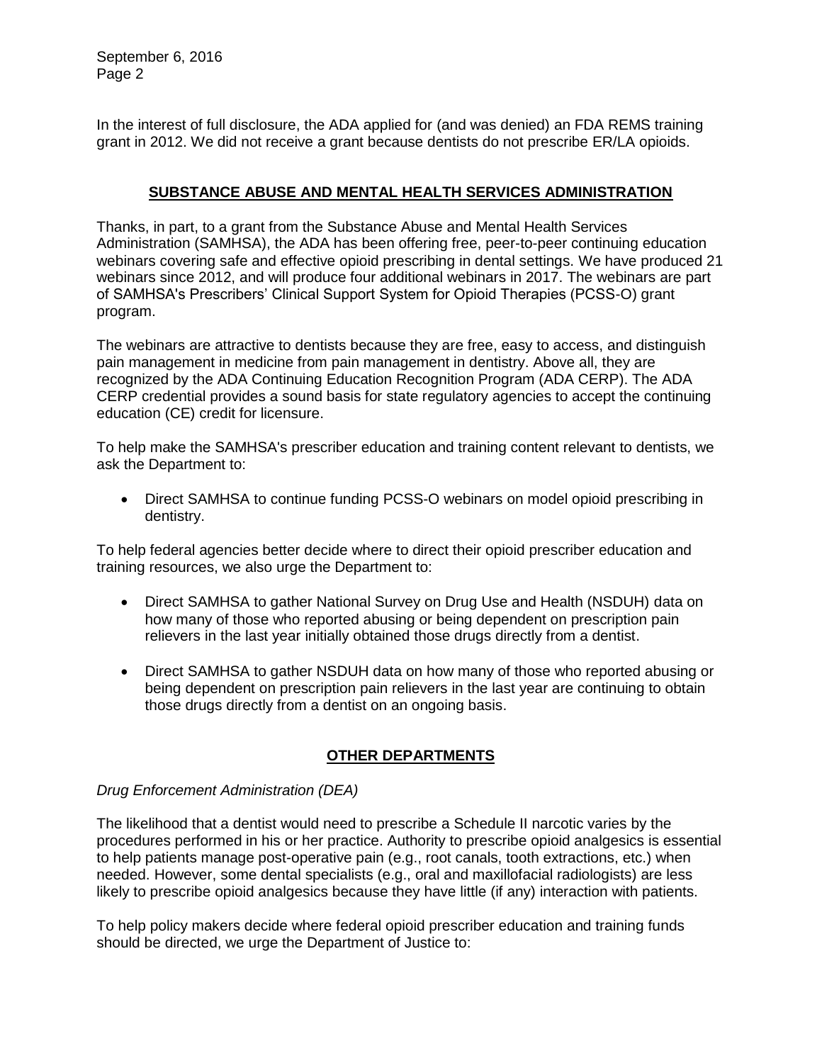In the interest of full disclosure, the ADA applied for (and was denied) an FDA REMS training grant in 2012. We did not receive a grant because dentists do not prescribe ER/LA opioids.

## SUBSTANCE ABUSE AND MENTAL HEALTH SERVICES ADMINISTRATION

Thanks, in part, to a grant from the Substance Abuse and Mental Health Services Administration (SAMHSA), the ADA has been offering free, peer-to-peer continuing education webinars covering safe and effective opioid prescribing in dental settings. We have produced 21 webinars since 2012, and will produce four additional webinars in 2017. The webinars are part of SAMHSA's Prescribers' Clinical Support System for Opioid Therapies (PCSS-O) grant program.

The webinars are attractive to dentists because they are free, easy to access, and distinguish pain management in medicine from pain management in dentistry. Above all, they are recognized by the ADA Continuing Education Recognition Program (ADA CERP). The ADA CERP credential provides a sound basis for state regulatory agencies to accept the continuing education (CE) credit for licensure.

To help make the SAMHSA's prescriber education and training content relevant to dentists, we ask the Department to:

- Direct SAMHSA to continue funding PCSS-O webinars on model opioid prescribing in dentistry.

To help federal agencies better decide where to direct their opioid prescriber education and training resources, we also urge the Department to:

- Direct SAMHSA to gather National Survey on Drug Use and Health (NSDUH) data on how many of those who reported abusing or being dependent on prescription pain relievers in the last year initially obtained those drugs directly from a dentist.
- Direct SAMHSA to gather NSDUH data on how many of those who reported abusing or being dependent on prescription pain relievers in the last year are continuing to obtain those drugs directly from a dentist on an ongoing basis.

## OTHER DEPARTMENTS

*Drug Enforcement Administration (DEA)*

The likelihood that a dentist would need to prescribe a Schedule II narcotic varies by the procedures performed in his or her practice. Authority to prescribe opioid analgesics is essential to help patients manage post-operative pain (e.g., root canals, tooth extractions, etc.) when needed. However, some dental specialists (e.g., oral and maxillofacial radiologists) are less likely to prescribe opioid analgesics because they have little (if any) interaction with patients.

To help policy makers decide where federal opioid prescriber education and training funds should be directed, we urge the Department of Justice to: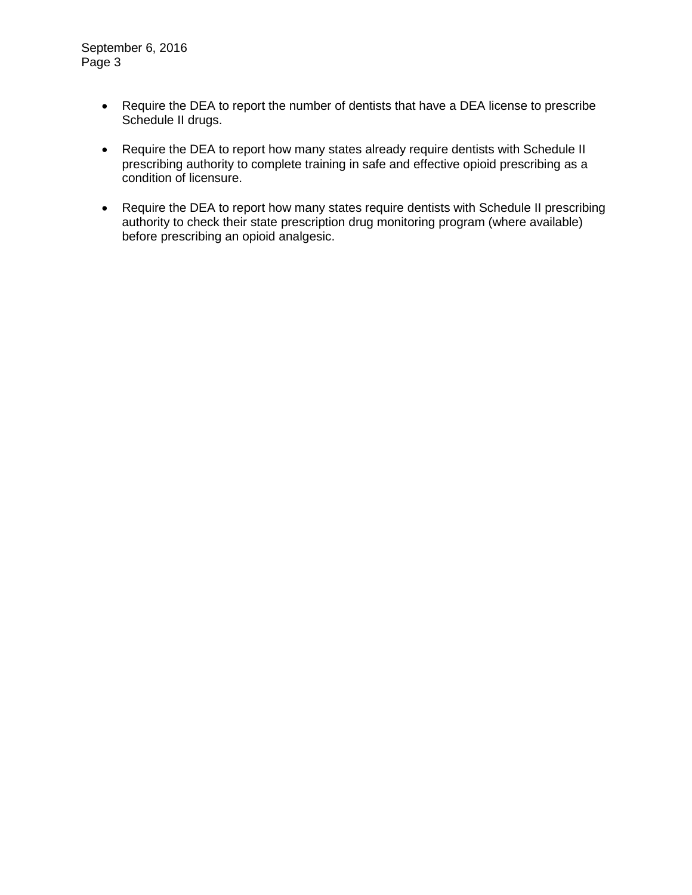- Require the DEA to report the number of dentists that have a DEA license to prescribe Schedule II drugs.

- Require the DEA to report how many states already require dentists with Schedule II prescribing authority to complete training in safe and effective opioid prescribing as a condition of licensure.

- Require the DEA to report how many states require dentists with Schedule II prescribing authority to check their state prescription drug monitoring program (where available) before prescribing an opioid analgesic.